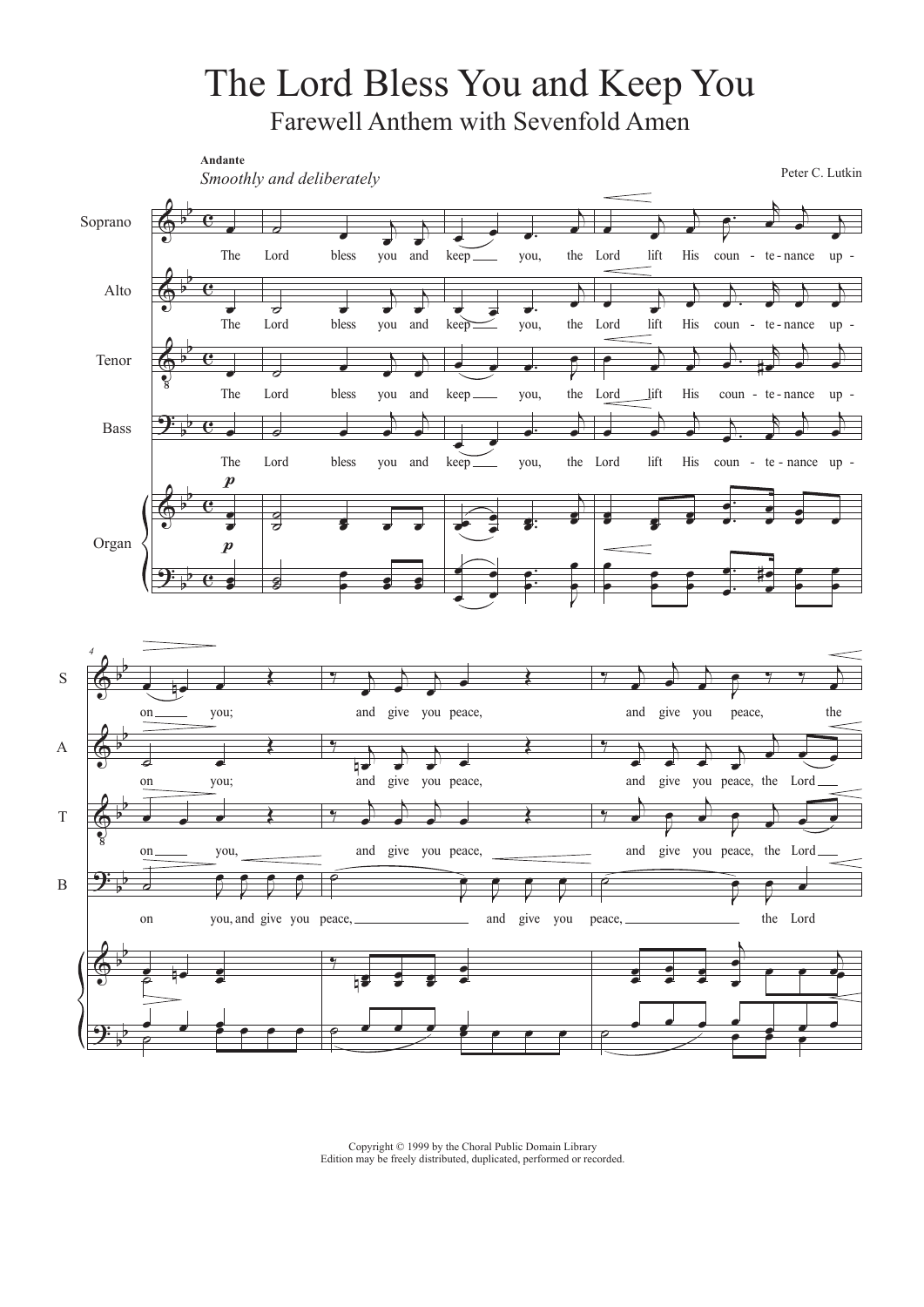# The Lord Bless You and Keep You

## Farewell Anthem with Sevenfold Amen

**Andante**

*Smoothly and deliberately*

Peter C. Lutkin

Copyright © 1999 by the Choral Public Domain Library
Edition may be freely distributed, duplicated, performed or recorded.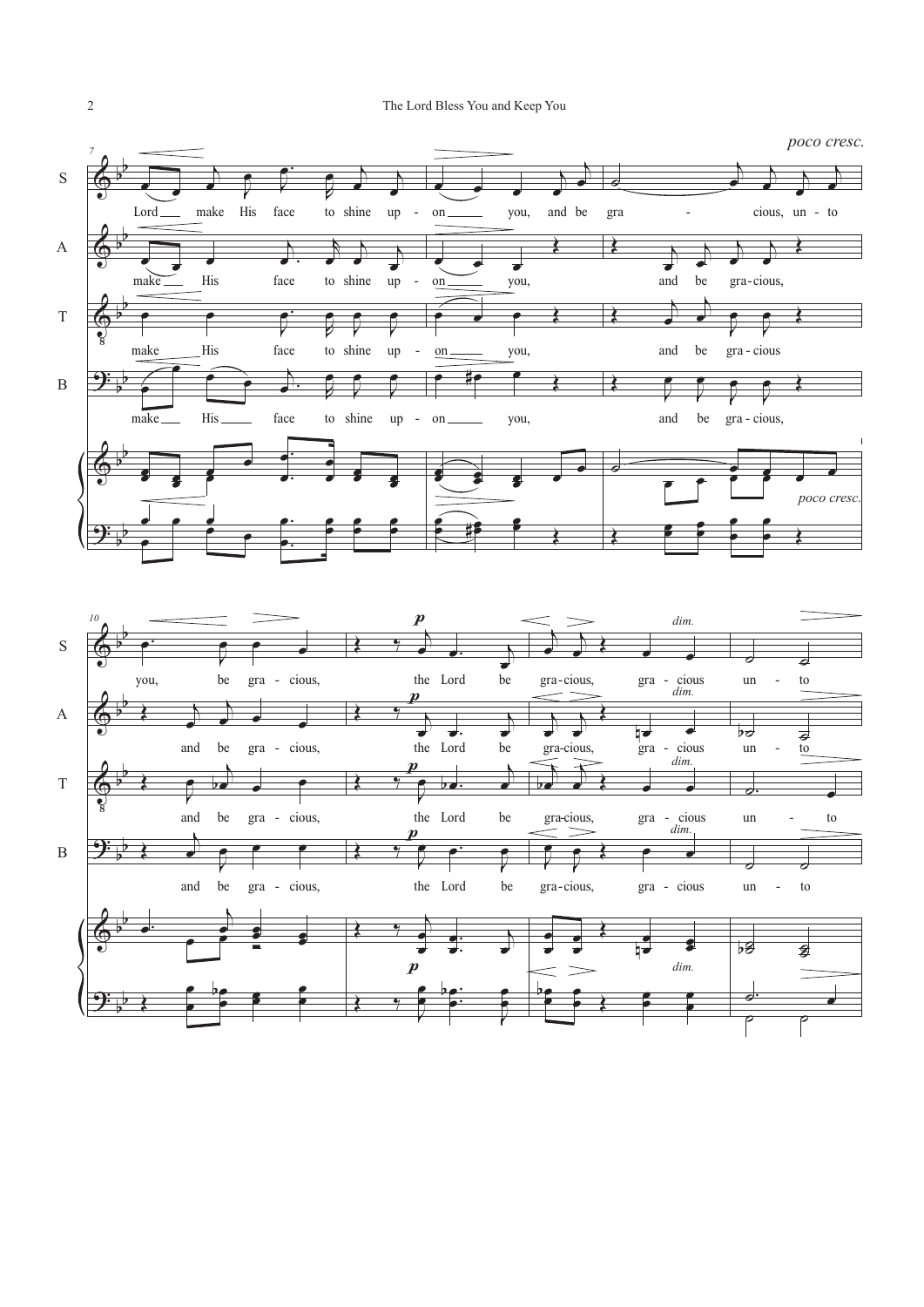*poco cresc.*

**S:** Lord make His face to shine up - on you, and be gra - cious, un - to you, be gra - cious, the Lord be gra-cious, gra - cious un - to

**A:** make His face to shine up - on you, and be gra-cious, and be gra - cious, the Lord be gra-cious, gra - cious un - to

**T:** make His face to shine up - on you, and be gra - cious and be gra - cious, the Lord be gra-cious, gra - cious un - to

**B:** make His face to shine up - on you, and be gra - cious, and be gra - cious, the Lord be gra-cious, gra - cious un - to

*p* — *dim.* — *poco cresc.*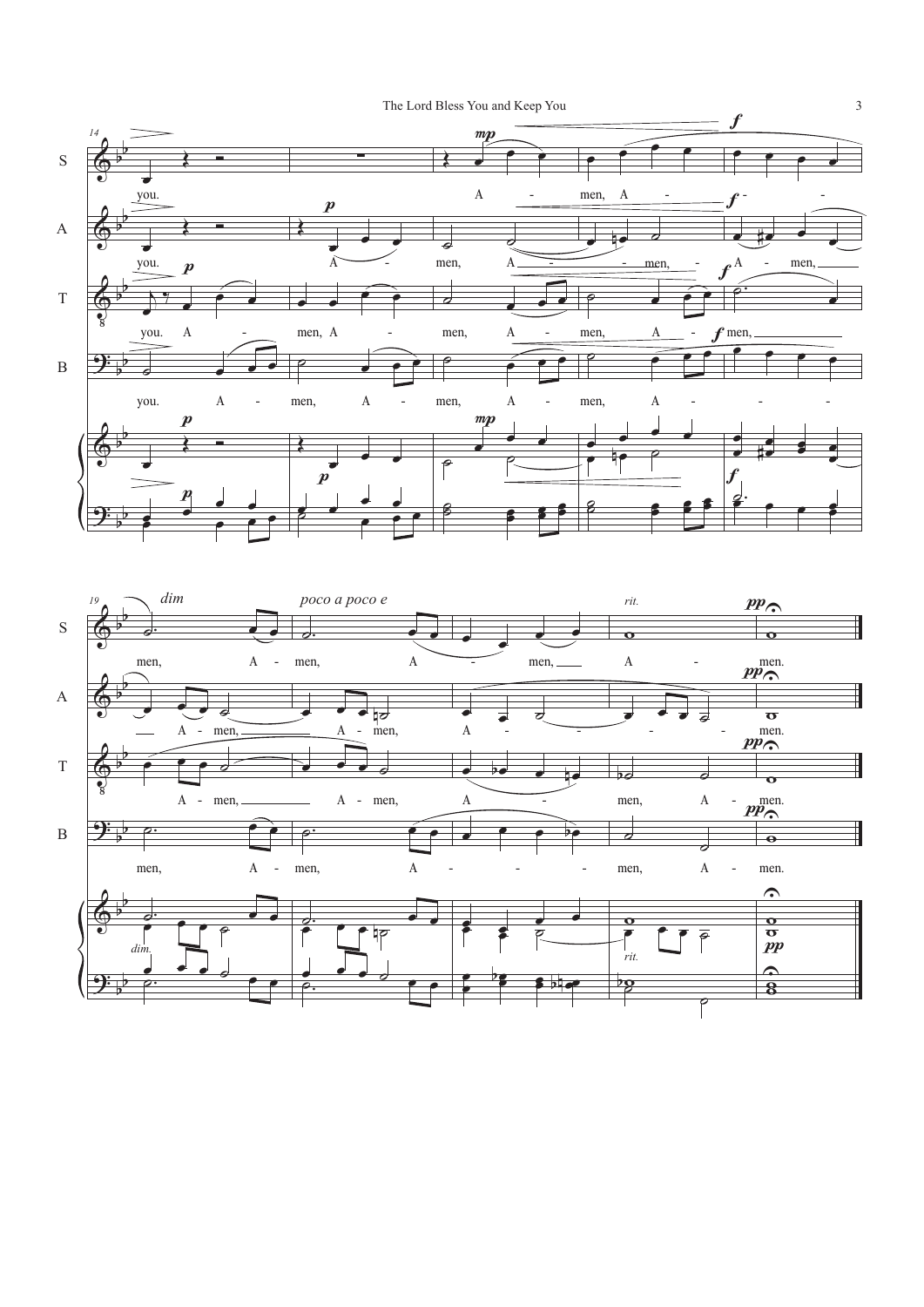**System 1 (mm. 14–18)**

S: you. — A - men, A - - -

A: you. A - men, A - - men, - A - men,

T: you. A - men, A - men, A - men, A - men,

B: you. A - men, A - men, A - men, A - - -

**System 2 (mm. 19–23)**

*dim* — *poco a poco e* — *rit.* — *pp*

S: men, A - men, A - men, A - men.

A: A - men, A - men, A - - - men.

T: A - men, A - men, A - men, A - men.

B: men, A - men, A - - - men, A - men.